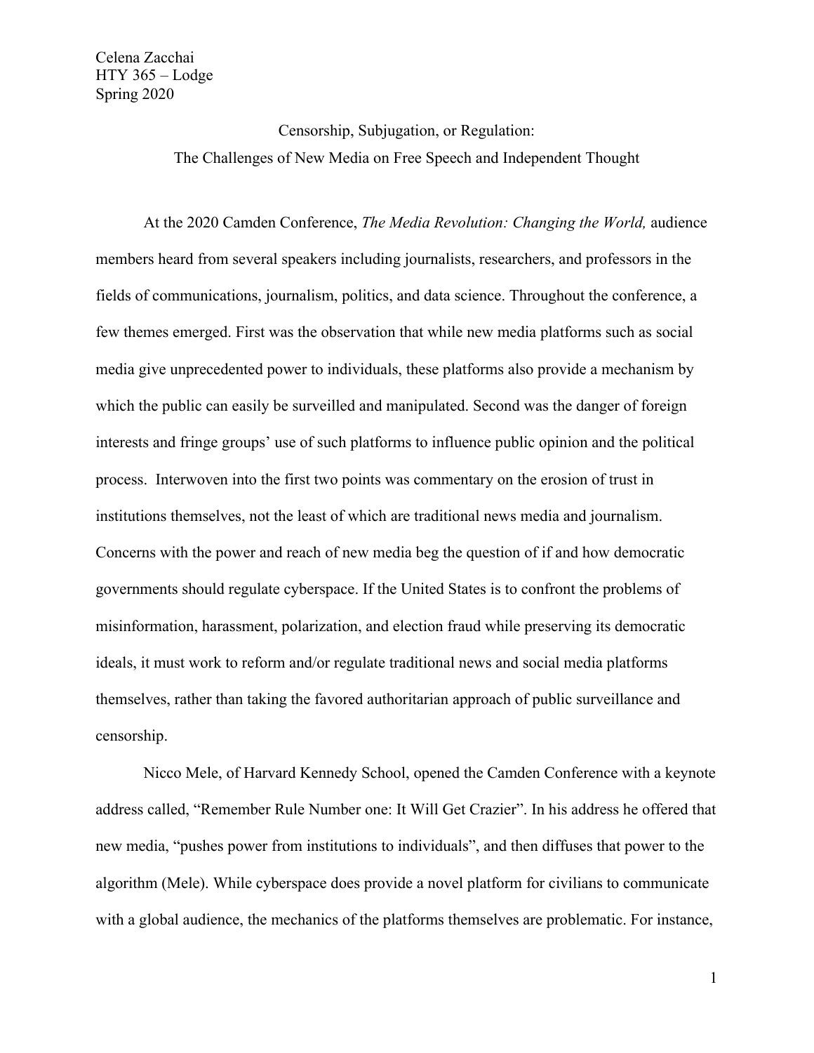Celena Zacchai
HTY 365 – Lodge
Spring 2020

Censorship, Subjugation, or Regulation:
The Challenges of New Media on Free Speech and Independent Thought

At the 2020 Camden Conference, *The Media Revolution: Changing the World,* audience members heard from several speakers including journalists, researchers, and professors in the fields of communications, journalism, politics, and data science. Throughout the conference, a few themes emerged. First was the observation that while new media platforms such as social media give unprecedented power to individuals, these platforms also provide a mechanism by which the public can easily be surveilled and manipulated. Second was the danger of foreign interests and fringe groups' use of such platforms to influence public opinion and the political process. Interwoven into the first two points was commentary on the erosion of trust in institutions themselves, not the least of which are traditional news media and journalism. Concerns with the power and reach of new media beg the question of if and how democratic governments should regulate cyberspace. If the United States is to confront the problems of misinformation, harassment, polarization, and election fraud while preserving its democratic ideals, it must work to reform and/or regulate traditional news and social media platforms themselves, rather than taking the favored authoritarian approach of public surveillance and censorship.

Nicco Mele, of Harvard Kennedy School, opened the Camden Conference with a keynote address called, "Remember Rule Number one: It Will Get Crazier". In his address he offered that new media, "pushes power from institutions to individuals", and then diffuses that power to the algorithm (Mele). While cyberspace does provide a novel platform for civilians to communicate with a global audience, the mechanics of the platforms themselves are problematic. For instance,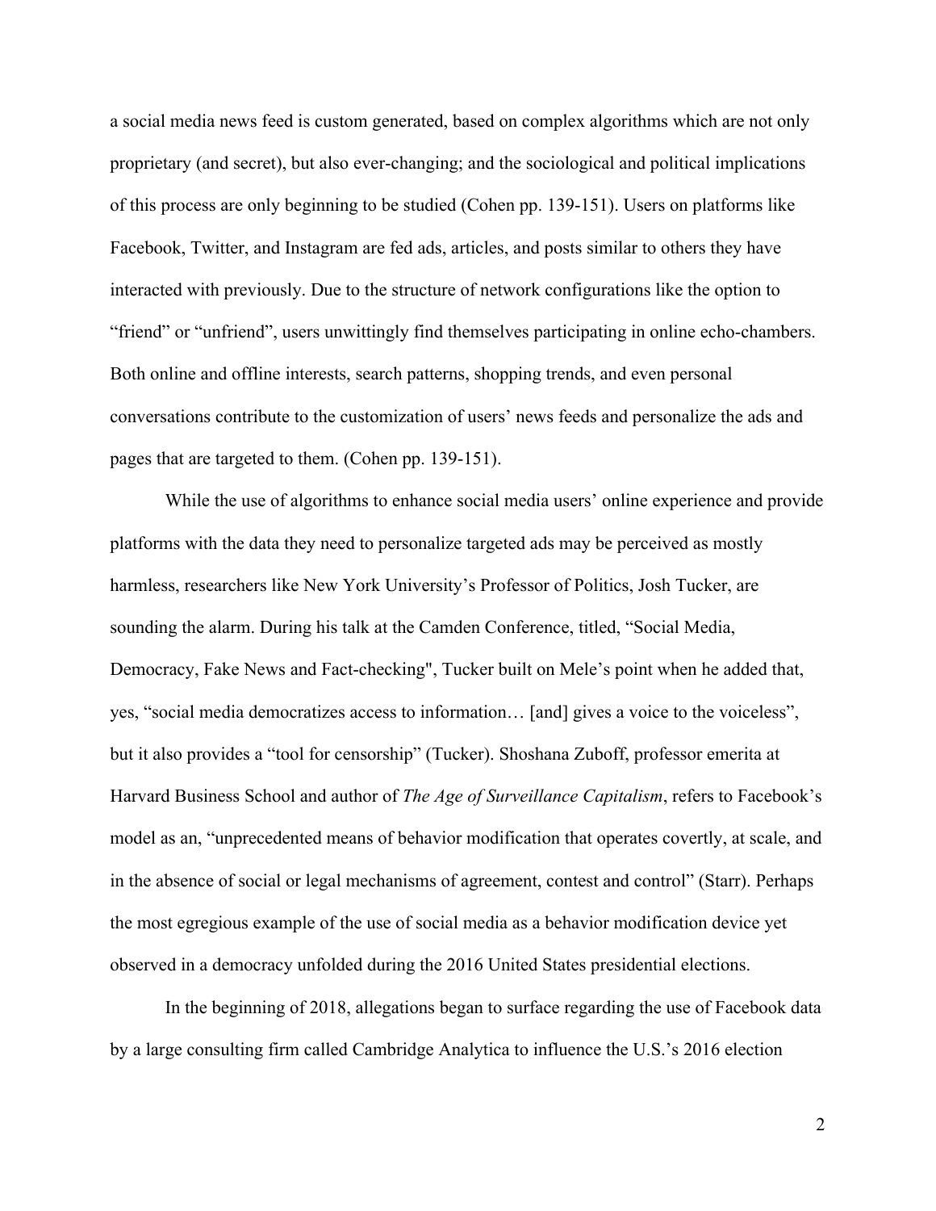a social media news feed is custom generated, based on complex algorithms which are not only proprietary (and secret), but also ever-changing; and the sociological and political implications of this process are only beginning to be studied (Cohen pp. 139-151). Users on platforms like Facebook, Twitter, and Instagram are fed ads, articles, and posts similar to others they have interacted with previously. Due to the structure of network configurations like the option to "friend" or "unfriend", users unwittingly find themselves participating in online echo-chambers. Both online and offline interests, search patterns, shopping trends, and even personal conversations contribute to the customization of users' news feeds and personalize the ads and pages that are targeted to them. (Cohen pp. 139-151).

While the use of algorithms to enhance social media users' online experience and provide platforms with the data they need to personalize targeted ads may be perceived as mostly harmless, researchers like New York University's Professor of Politics, Josh Tucker, are sounding the alarm. During his talk at the Camden Conference, titled, "Social Media, Democracy, Fake News and Fact-checking", Tucker built on Mele's point when he added that, yes, "social media democratizes access to information… [and] gives a voice to the voiceless", but it also provides a "tool for censorship" (Tucker). Shoshana Zuboff, professor emerita at Harvard Business School and author of *The Age of Surveillance Capitalism*, refers to Facebook's model as an, "unprecedented means of behavior modification that operates covertly, at scale, and in the absence of social or legal mechanisms of agreement, contest and control" (Starr). Perhaps the most egregious example of the use of social media as a behavior modification device yet observed in a democracy unfolded during the 2016 United States presidential elections.

In the beginning of 2018, allegations began to surface regarding the use of Facebook data by a large consulting firm called Cambridge Analytica to influence the U.S.'s 2016 election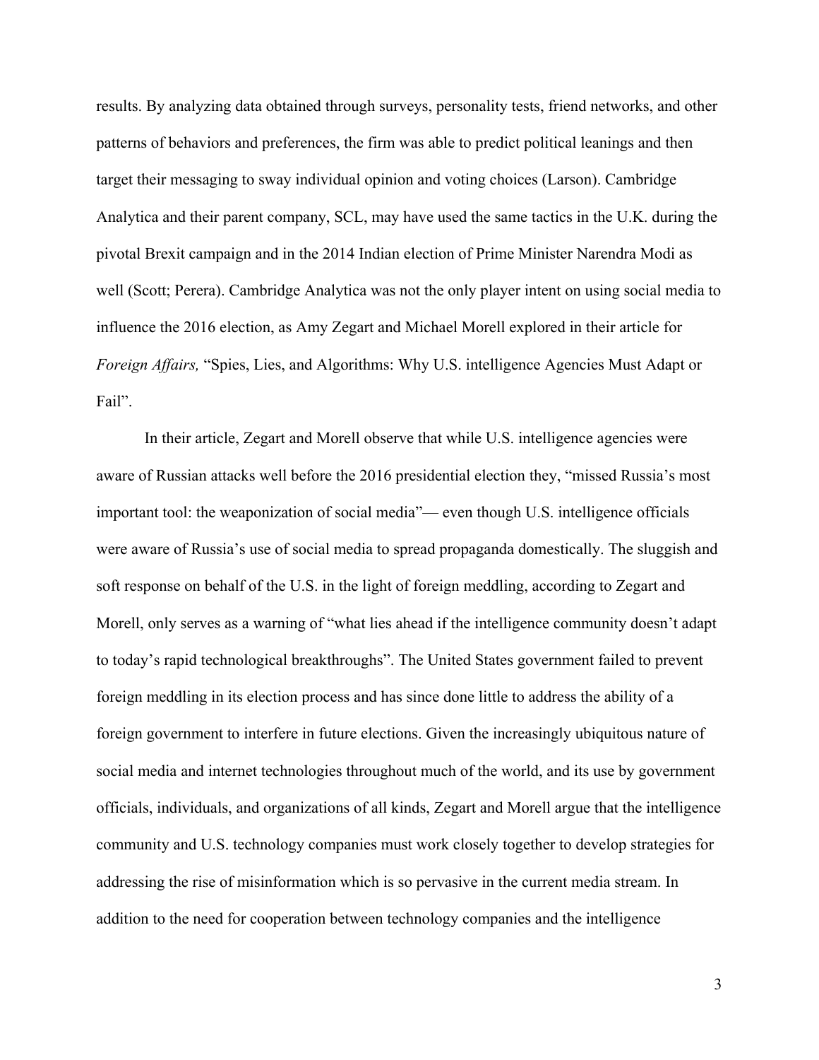results. By analyzing data obtained through surveys, personality tests, friend networks, and other patterns of behaviors and preferences, the firm was able to predict political leanings and then target their messaging to sway individual opinion and voting choices (Larson). Cambridge Analytica and their parent company, SCL, may have used the same tactics in the U.K. during the pivotal Brexit campaign and in the 2014 Indian election of Prime Minister Narendra Modi as well (Scott; Perera). Cambridge Analytica was not the only player intent on using social media to influence the 2016 election, as Amy Zegart and Michael Morell explored in their article for *Foreign Affairs,* "Spies, Lies, and Algorithms: Why U.S. intelligence Agencies Must Adapt or Fail".

In their article, Zegart and Morell observe that while U.S. intelligence agencies were aware of Russian attacks well before the 2016 presidential election they, "missed Russia's most important tool: the weaponization of social media"— even though U.S. intelligence officials were aware of Russia's use of social media to spread propaganda domestically. The sluggish and soft response on behalf of the U.S. in the light of foreign meddling, according to Zegart and Morell, only serves as a warning of "what lies ahead if the intelligence community doesn't adapt to today's rapid technological breakthroughs". The United States government failed to prevent foreign meddling in its election process and has since done little to address the ability of a foreign government to interfere in future elections. Given the increasingly ubiquitous nature of social media and internet technologies throughout much of the world, and its use by government officials, individuals, and organizations of all kinds, Zegart and Morell argue that the intelligence community and U.S. technology companies must work closely together to develop strategies for addressing the rise of misinformation which is so pervasive in the current media stream. In addition to the need for cooperation between technology companies and the intelligence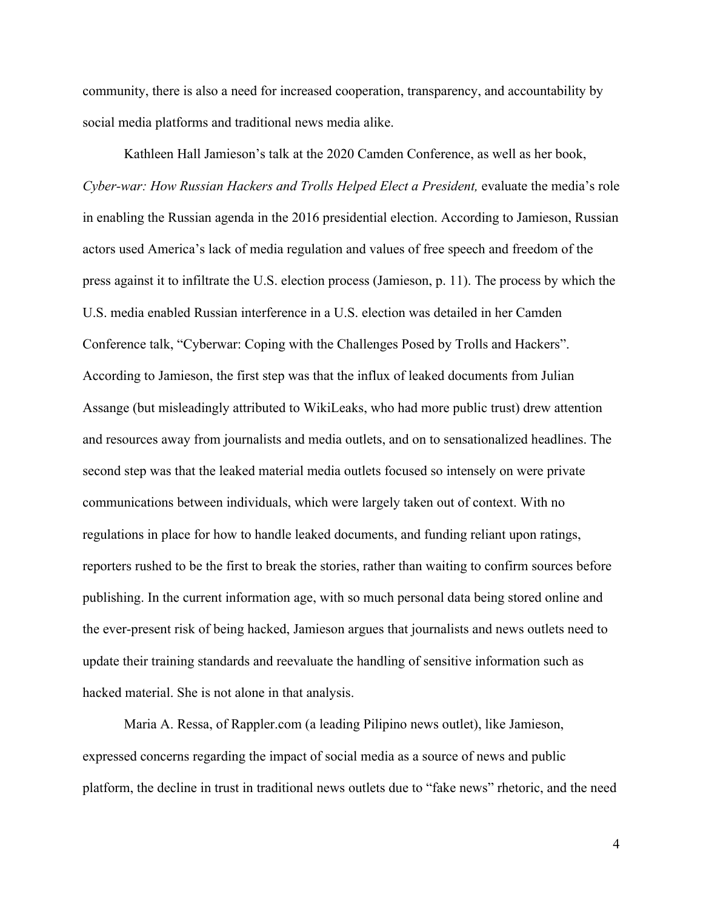community, there is also a need for increased cooperation, transparency, and accountability by social media platforms and traditional news media alike.

Kathleen Hall Jamieson's talk at the 2020 Camden Conference, as well as her book, *Cyber-war: How Russian Hackers and Trolls Helped Elect a President,* evaluate the media's role in enabling the Russian agenda in the 2016 presidential election. According to Jamieson, Russian actors used America's lack of media regulation and values of free speech and freedom of the press against it to infiltrate the U.S. election process (Jamieson, p. 11). The process by which the U.S. media enabled Russian interference in a U.S. election was detailed in her Camden Conference talk, "Cyberwar: Coping with the Challenges Posed by Trolls and Hackers". According to Jamieson, the first step was that the influx of leaked documents from Julian Assange (but misleadingly attributed to WikiLeaks, who had more public trust) drew attention and resources away from journalists and media outlets, and on to sensationalized headlines. The second step was that the leaked material media outlets focused so intensely on were private communications between individuals, which were largely taken out of context. With no regulations in place for how to handle leaked documents, and funding reliant upon ratings, reporters rushed to be the first to break the stories, rather than waiting to confirm sources before publishing. In the current information age, with so much personal data being stored online and the ever-present risk of being hacked, Jamieson argues that journalists and news outlets need to update their training standards and reevaluate the handling of sensitive information such as hacked material. She is not alone in that analysis.

Maria A. Ressa, of Rappler.com (a leading Pilipino news outlet), like Jamieson, expressed concerns regarding the impact of social media as a source of news and public platform, the decline in trust in traditional news outlets due to "fake news" rhetoric, and the need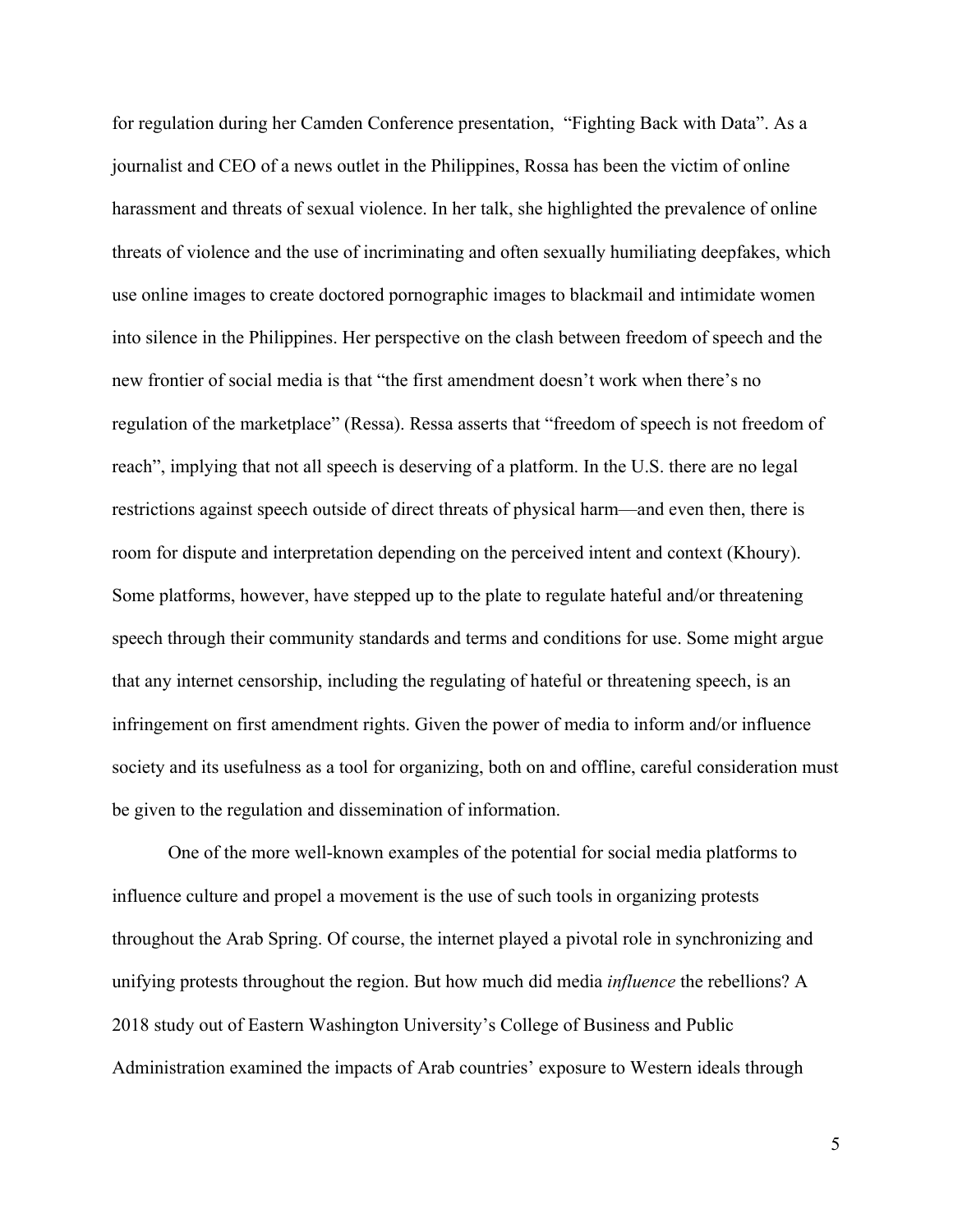for regulation during her Camden Conference presentation, "Fighting Back with Data". As a journalist and CEO of a news outlet in the Philippines, Rossa has been the victim of online harassment and threats of sexual violence. In her talk, she highlighted the prevalence of online threats of violence and the use of incriminating and often sexually humiliating deepfakes, which use online images to create doctored pornographic images to blackmail and intimidate women into silence in the Philippines. Her perspective on the clash between freedom of speech and the new frontier of social media is that "the first amendment doesn't work when there's no regulation of the marketplace" (Ressa). Ressa asserts that "freedom of speech is not freedom of reach", implying that not all speech is deserving of a platform. In the U.S. there are no legal restrictions against speech outside of direct threats of physical harm—and even then, there is room for dispute and interpretation depending on the perceived intent and context (Khoury). Some platforms, however, have stepped up to the plate to regulate hateful and/or threatening speech through their community standards and terms and conditions for use. Some might argue that any internet censorship, including the regulating of hateful or threatening speech, is an infringement on first amendment rights. Given the power of media to inform and/or influence society and its usefulness as a tool for organizing, both on and offline, careful consideration must be given to the regulation and dissemination of information.

One of the more well-known examples of the potential for social media platforms to influence culture and propel a movement is the use of such tools in organizing protests throughout the Arab Spring. Of course, the internet played a pivotal role in synchronizing and unifying protests throughout the region. But how much did media *influence* the rebellions? A 2018 study out of Eastern Washington University's College of Business and Public Administration examined the impacts of Arab countries' exposure to Western ideals through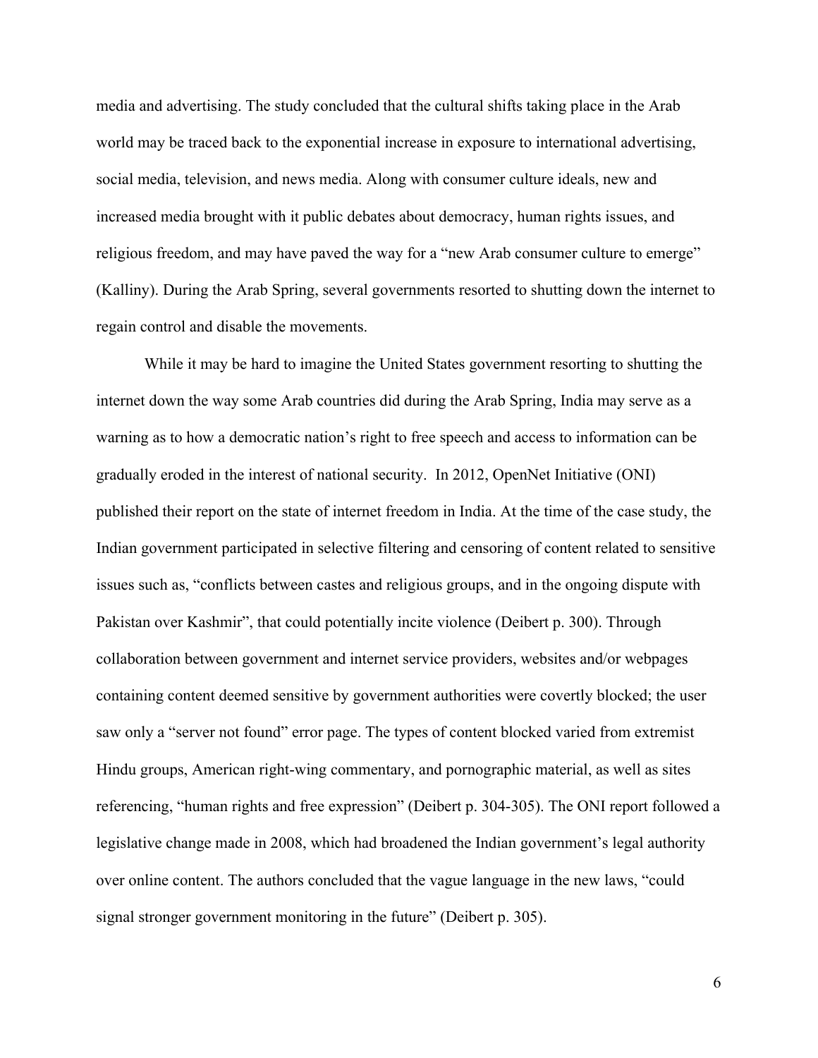media and advertising. The study concluded that the cultural shifts taking place in the Arab world may be traced back to the exponential increase in exposure to international advertising, social media, television, and news media. Along with consumer culture ideals, new and increased media brought with it public debates about democracy, human rights issues, and religious freedom, and may have paved the way for a "new Arab consumer culture to emerge" (Kalliny). During the Arab Spring, several governments resorted to shutting down the internet to regain control and disable the movements.

While it may be hard to imagine the United States government resorting to shutting the internet down the way some Arab countries did during the Arab Spring, India may serve as a warning as to how a democratic nation's right to free speech and access to information can be gradually eroded in the interest of national security. In 2012, OpenNet Initiative (ONI) published their report on the state of internet freedom in India. At the time of the case study, the Indian government participated in selective filtering and censoring of content related to sensitive issues such as, "conflicts between castes and religious groups, and in the ongoing dispute with Pakistan over Kashmir", that could potentially incite violence (Deibert p. 300). Through collaboration between government and internet service providers, websites and/or webpages containing content deemed sensitive by government authorities were covertly blocked; the user saw only a "server not found" error page. The types of content blocked varied from extremist Hindu groups, American right-wing commentary, and pornographic material, as well as sites referencing, "human rights and free expression" (Deibert p. 304-305). The ONI report followed a legislative change made in 2008, which had broadened the Indian government's legal authority over online content. The authors concluded that the vague language in the new laws, "could signal stronger government monitoring in the future" (Deibert p. 305).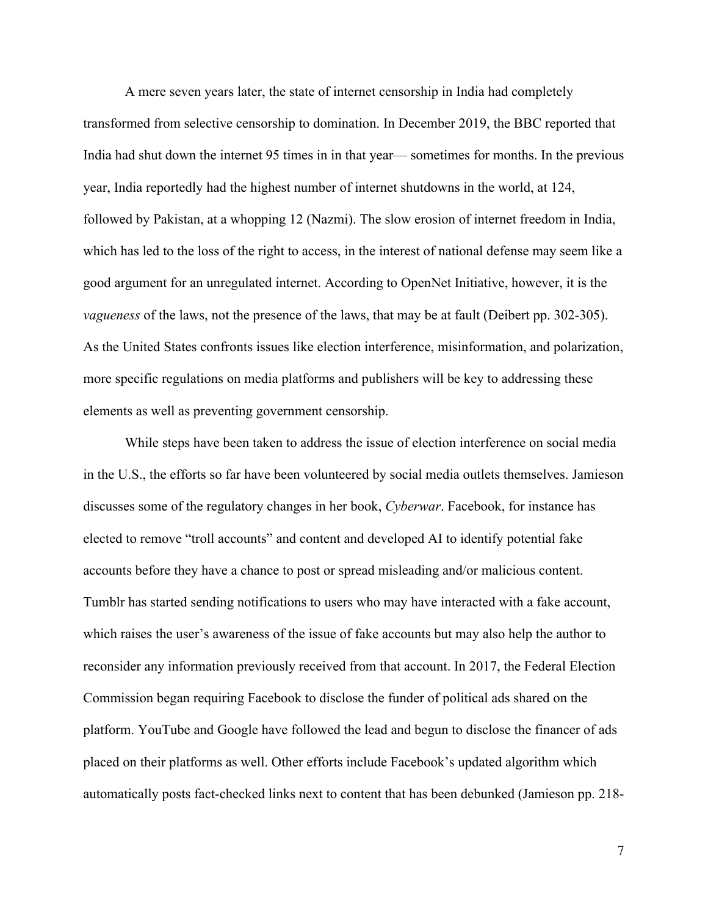A mere seven years later, the state of internet censorship in India had completely transformed from selective censorship to domination. In December 2019, the BBC reported that India had shut down the internet 95 times in in that year— sometimes for months. In the previous year, India reportedly had the highest number of internet shutdowns in the world, at 124, followed by Pakistan, at a whopping 12 (Nazmi). The slow erosion of internet freedom in India, which has led to the loss of the right to access, in the interest of national defense may seem like a good argument for an unregulated internet. According to OpenNet Initiative, however, it is the *vagueness* of the laws, not the presence of the laws, that may be at fault (Deibert pp. 302-305). As the United States confronts issues like election interference, misinformation, and polarization, more specific regulations on media platforms and publishers will be key to addressing these elements as well as preventing government censorship.

While steps have been taken to address the issue of election interference on social media in the U.S., the efforts so far have been volunteered by social media outlets themselves. Jamieson discusses some of the regulatory changes in her book, *Cyberwar*. Facebook, for instance has elected to remove "troll accounts" and content and developed AI to identify potential fake accounts before they have a chance to post or spread misleading and/or malicious content. Tumblr has started sending notifications to users who may have interacted with a fake account, which raises the user's awareness of the issue of fake accounts but may also help the author to reconsider any information previously received from that account. In 2017, the Federal Election Commission began requiring Facebook to disclose the funder of political ads shared on the platform. YouTube and Google have followed the lead and begun to disclose the financer of ads placed on their platforms as well. Other efforts include Facebook's updated algorithm which automatically posts fact-checked links next to content that has been debunked (Jamieson pp. 218-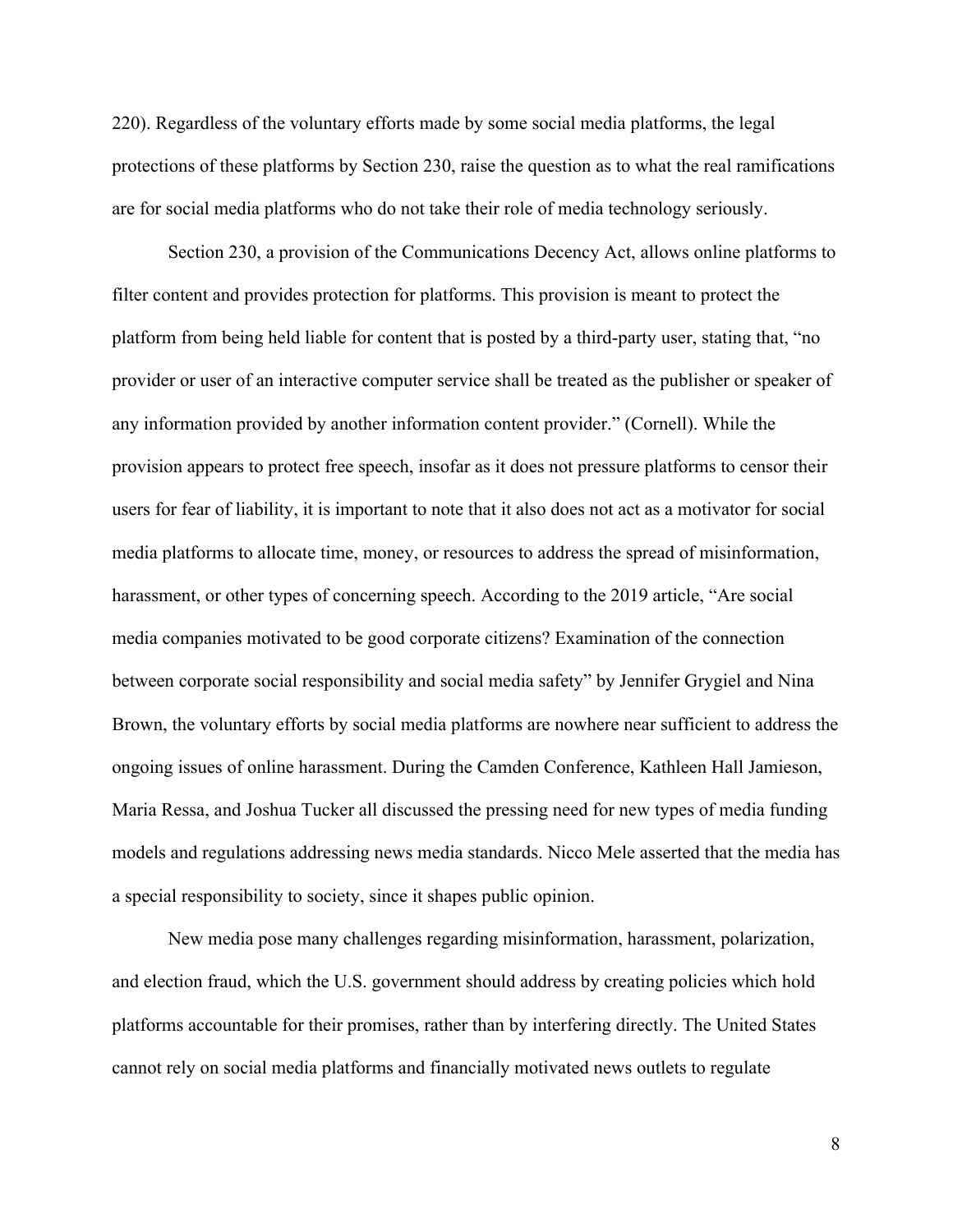220). Regardless of the voluntary efforts made by some social media platforms, the legal protections of these platforms by Section 230, raise the question as to what the real ramifications are for social media platforms who do not take their role of media technology seriously.

Section 230, a provision of the Communications Decency Act, allows online platforms to filter content and provides protection for platforms. This provision is meant to protect the platform from being held liable for content that is posted by a third-party user, stating that, "no provider or user of an interactive computer service shall be treated as the publisher or speaker of any information provided by another information content provider." (Cornell). While the provision appears to protect free speech, insofar as it does not pressure platforms to censor their users for fear of liability, it is important to note that it also does not act as a motivator for social media platforms to allocate time, money, or resources to address the spread of misinformation, harassment, or other types of concerning speech. According to the 2019 article, "Are social media companies motivated to be good corporate citizens? Examination of the connection between corporate social responsibility and social media safety" by Jennifer Grygiel and Nina Brown, the voluntary efforts by social media platforms are nowhere near sufficient to address the ongoing issues of online harassment. During the Camden Conference, Kathleen Hall Jamieson, Maria Ressa, and Joshua Tucker all discussed the pressing need for new types of media funding models and regulations addressing news media standards. Nicco Mele asserted that the media has a special responsibility to society, since it shapes public opinion.

New media pose many challenges regarding misinformation, harassment, polarization, and election fraud, which the U.S. government should address by creating policies which hold platforms accountable for their promises, rather than by interfering directly. The United States cannot rely on social media platforms and financially motivated news outlets to regulate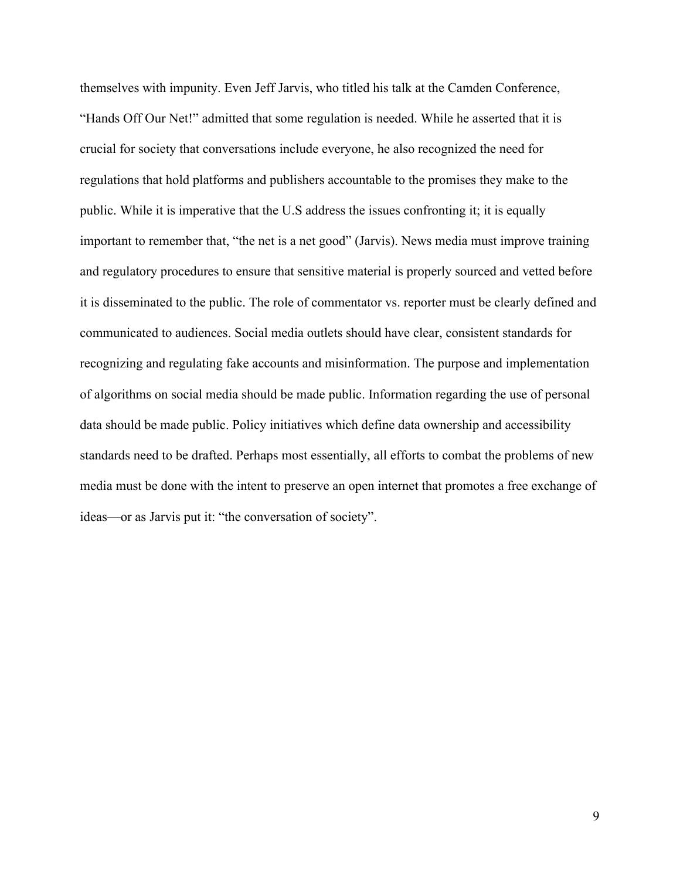themselves with impunity. Even Jeff Jarvis, who titled his talk at the Camden Conference, "Hands Off Our Net!" admitted that some regulation is needed. While he asserted that it is crucial for society that conversations include everyone, he also recognized the need for regulations that hold platforms and publishers accountable to the promises they make to the public. While it is imperative that the U.S address the issues confronting it; it is equally important to remember that, "the net is a net good" (Jarvis). News media must improve training and regulatory procedures to ensure that sensitive material is properly sourced and vetted before it is disseminated to the public. The role of commentator vs. reporter must be clearly defined and communicated to audiences. Social media outlets should have clear, consistent standards for recognizing and regulating fake accounts and misinformation. The purpose and implementation of algorithms on social media should be made public. Information regarding the use of personal data should be made public. Policy initiatives which define data ownership and accessibility standards need to be drafted. Perhaps most essentially, all efforts to combat the problems of new media must be done with the intent to preserve an open internet that promotes a free exchange of ideas—or as Jarvis put it: "the conversation of society".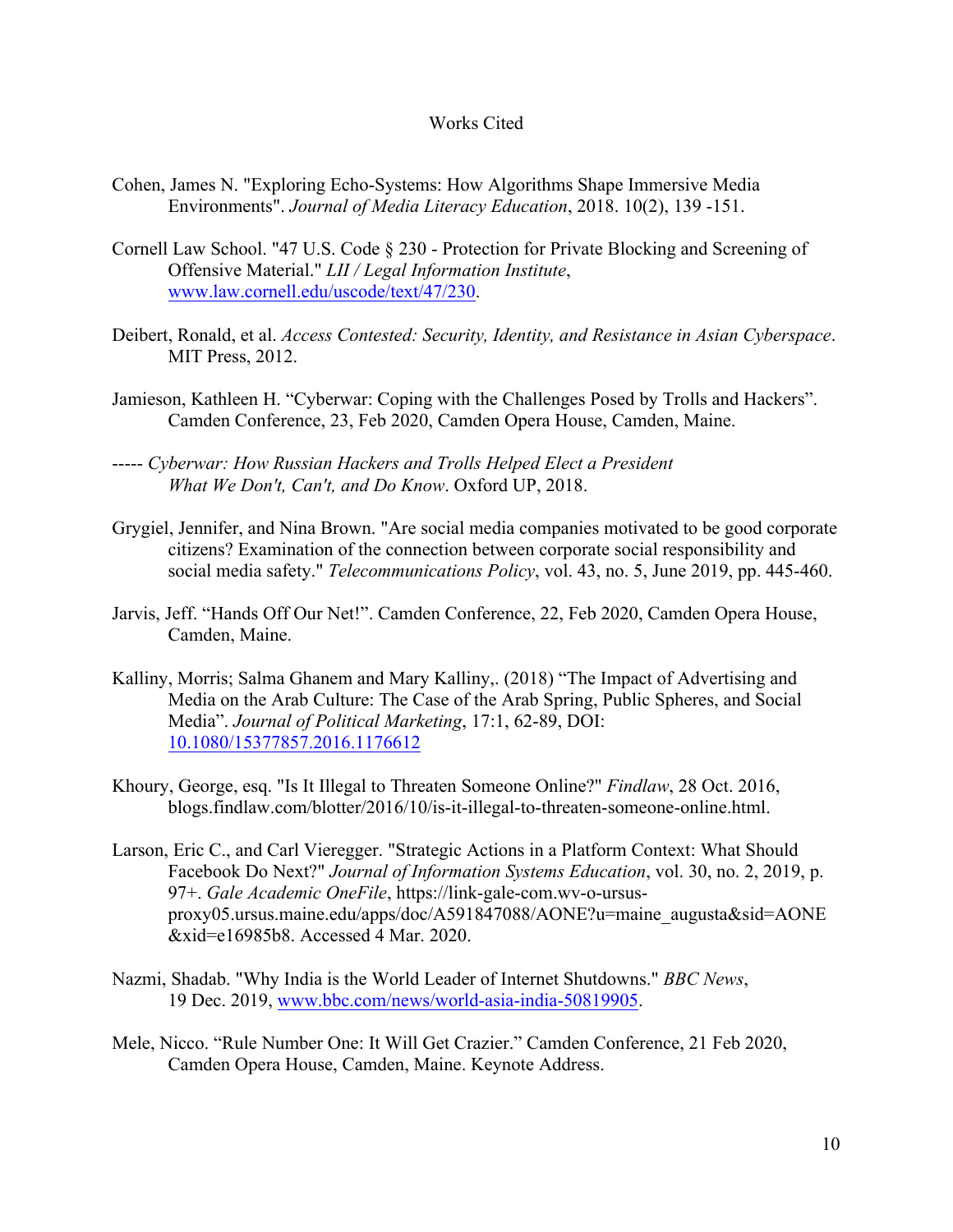# Works Cited

Cohen, James N. "Exploring Echo-Systems: How Algorithms Shape Immersive Media Environments". *Journal of Media Literacy Education*, 2018. 10(2), 139 -151.

Cornell Law School. "47 U.S. Code § 230 - Protection for Private Blocking and Screening of Offensive Material." *LII / Legal Information Institute*, www.law.cornell.edu/uscode/text/47/230.

Deibert, Ronald, et al. *Access Contested: Security, Identity, and Resistance in Asian Cyberspace*. MIT Press, 2012.

Jamieson, Kathleen H. "Cyberwar: Coping with the Challenges Posed by Trolls and Hackers". Camden Conference, 23, Feb 2020, Camden Opera House, Camden, Maine.

----- *Cyberwar: How Russian Hackers and Trolls Helped Elect a President What We Don't, Can't, and Do Know*. Oxford UP, 2018.

Grygiel, Jennifer, and Nina Brown. "Are social media companies motivated to be good corporate citizens? Examination of the connection between corporate social responsibility and social media safety." *Telecommunications Policy*, vol. 43, no. 5, June 2019, pp. 445-460.

Jarvis, Jeff. "Hands Off Our Net!". Camden Conference, 22, Feb 2020, Camden Opera House, Camden, Maine.

Kalliny, Morris; Salma Ghanem and Mary Kalliny,. (2018) "The Impact of Advertising and Media on the Arab Culture: The Case of the Arab Spring, Public Spheres, and Social Media". *Journal of Political Marketing*, 17:1, 62-89, DOI: 10.1080/15377857.2016.1176612

Khoury, George, esq. "Is It Illegal to Threaten Someone Online?" *Findlaw*, 28 Oct. 2016, blogs.findlaw.com/blotter/2016/10/is-it-illegal-to-threaten-someone-online.html.

Larson, Eric C., and Carl Vieregger. "Strategic Actions in a Platform Context: What Should Facebook Do Next?" *Journal of Information Systems Education*, vol. 30, no. 2, 2019, p. 97+. *Gale Academic OneFile*, https://link-gale-com.wv-o-ursus-proxy05.ursus.maine.edu/apps/doc/A591847088/AONE?u=maine_augusta&sid=AONE&xid=e16985b8. Accessed 4 Mar. 2020.

Nazmi, Shadab. "Why India is the World Leader of Internet Shutdowns." *BBC News*, 19 Dec. 2019, www.bbc.com/news/world-asia-india-50819905.

Mele, Nicco. "Rule Number One: It Will Get Crazier." Camden Conference, 21 Feb 2020, Camden Opera House, Camden, Maine. Keynote Address.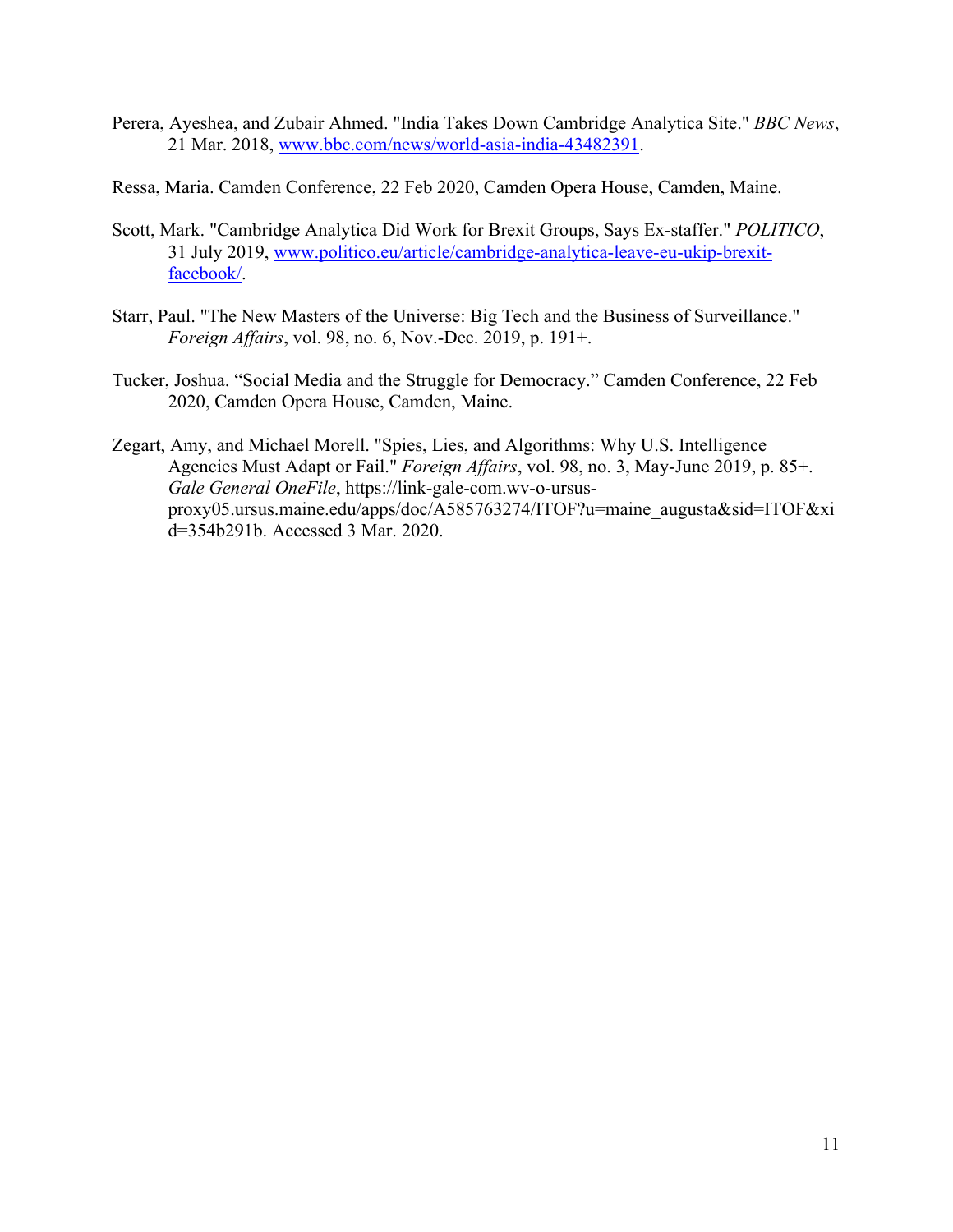Perera, Ayeshea, and Zubair Ahmed. "India Takes Down Cambridge Analytica Site." *BBC News*, 21 Mar. 2018, www.bbc.com/news/world-asia-india-43482391.

Ressa, Maria. Camden Conference, 22 Feb 2020, Camden Opera House, Camden, Maine.

Scott, Mark. "Cambridge Analytica Did Work for Brexit Groups, Says Ex-staffer." *POLITICO*, 31 July 2019, www.politico.eu/article/cambridge-analytica-leave-eu-ukip-brexit-facebook/.

Starr, Paul. "The New Masters of the Universe: Big Tech and the Business of Surveillance." *Foreign Affairs*, vol. 98, no. 6, Nov.-Dec. 2019, p. 191+.

Tucker, Joshua. "Social Media and the Struggle for Democracy." Camden Conference, 22 Feb 2020, Camden Opera House, Camden, Maine.

Zegart, Amy, and Michael Morell. "Spies, Lies, and Algorithms: Why U.S. Intelligence Agencies Must Adapt or Fail." *Foreign Affairs*, vol. 98, no. 3, May-June 2019, p. 85+. *Gale General OneFile*, https://link-gale-com.wv-o-ursus-proxy05.ursus.maine.edu/apps/doc/A585763274/ITOF?u=maine_augusta&sid=ITOF&xid=354b291b. Accessed 3 Mar. 2020.